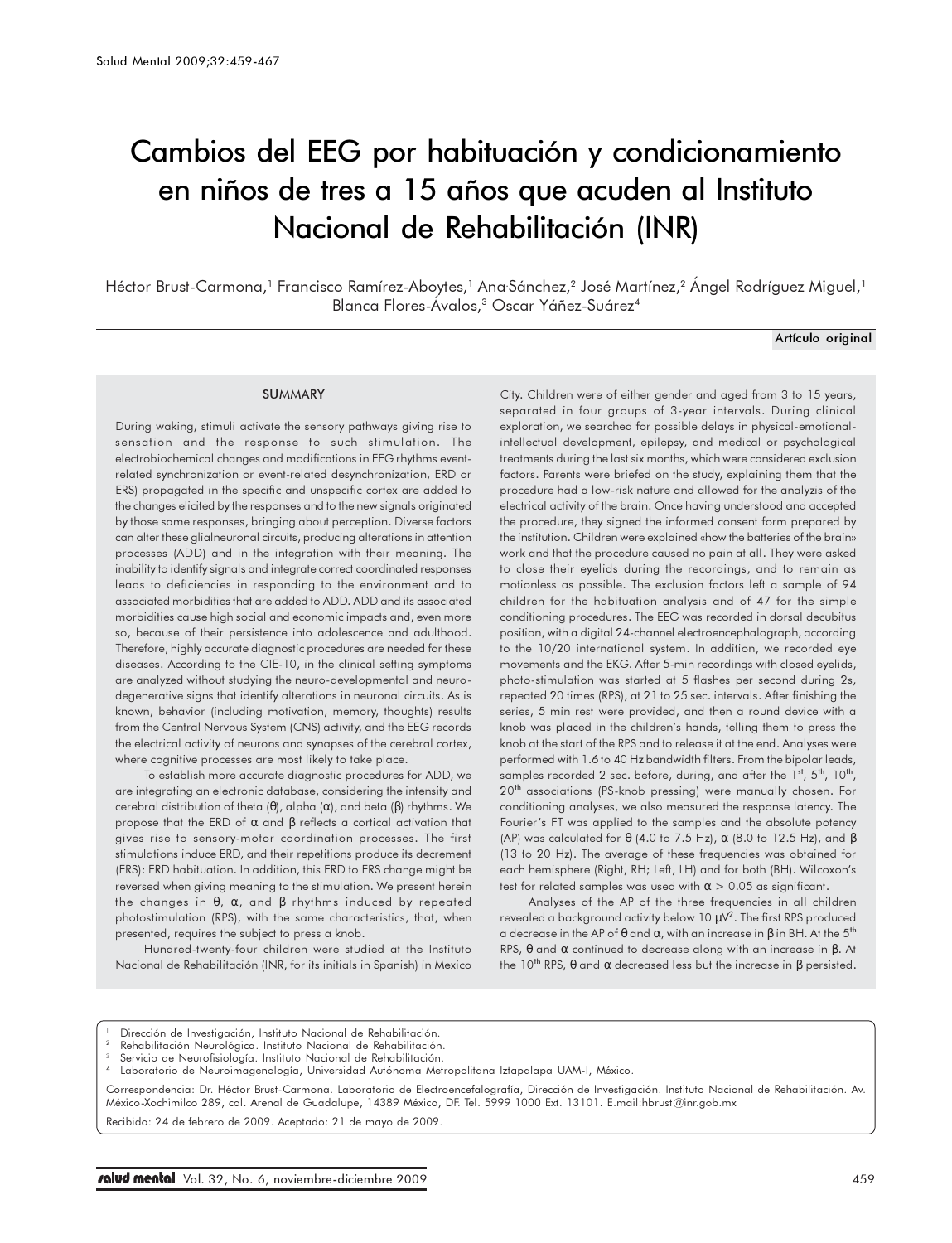# Cambios del EEG por habituación y condicionamiento en niños de tres a 15 años que acuden al Instituto Nacional de Rehabilitación (INR)

Héctor Brust-Carmona,[1] Francisco Ramírez-Aboytes,[1] Ana Sánchez,[2] José Martínez,[2] Ángel Rodríguez Miguel,[1] Blanca Flores-Ávalos,[3] Oscar Yáñez-Suárez[4]

**Artículo original**

## SUMMARY

During waking, stimuli activate the sensory pathways giving rise to sensation and the response to such stimulation. The electrobiochemical changes and modifications in EEG rhythms event-related synchronization or event-related desynchronization, ERD or ERS) propagated in the specific and unspecific cortex are added to the changes elicited by the responses and to the new signals originated by those same responses, bringing about perception. Diverse factors can alter these glialneuronal circuits, producing alterations in attention processes (ADD) and in the integration with their meaning. The inability to identify signals and integrate correct coordinated responses leads to deficiencies in responding to the environment and to associated morbidities that are added to ADD. ADD and its associated morbidities cause high social and economic impacts and, even more so, because of their persistence into adolescence and adulthood. Therefore, highly accurate diagnostic procedures are needed for these diseases. According to the CIE-10, in the clinical setting symptoms are analyzed without studying the neuro-developmental and neuro-degenerative signs that identify alterations in neuronal circuits. As is known, behavior (including motivation, memory, thoughts) results from the Central Nervous System (CNS) activity, and the EEG records the electrical activity of neurons and synapses of the cerebral cortex, where cognitive processes are most likely to take place.

To establish more accurate diagnostic procedures for ADD, we are integrating an electronic database, considering the intensity and cerebral distribution of theta (θ), alpha (α), and beta (β) rhythms. We propose that the ERD of α and β reflects a cortical activation that gives rise to sensory-motor coordination processes. The first stimulations induce ERD, and their repetitions produce its decrement (ERS): ERD habituation. In addition, this ERD to ERS change might be reversed when giving meaning to the stimulation. We present herein the changes in θ, α, and β rhythms induced by repeated photostimulation (RPS), with the same characteristics, that, when presented, requires the subject to press a knob.

Hundred-twenty-four children were studied at the Instituto Nacional de Rehabilitación (INR, for its initials in Spanish) in Mexico City. Children were of either gender and aged from 3 to 15 years, separated in four groups of 3-year intervals. During clinical exploration, we searched for possible delays in physical-emotional-intellectual development, epilepsy, and medical or psychological treatments during the last six months, which were considered exclusion factors. Parents were briefed on the study, explaining them that the procedure had a low-risk nature and allowed for the analyzis of the electrical activity of the brain. Once having understood and accepted the procedure, they signed the informed consent form prepared by the institution. Children were explained «how the batteries of the brain» work and that the procedure caused no pain at all. They were asked to close their eyelids during the recordings, and to remain as motionless as possible. The exclusion factors left a sample of 94 children for the habituation analysis and of 47 for the simple conditioning procedures. The EEG was recorded in dorsal decubitus position, with a digital 24-channel electroencephalograph, according to the 10/20 international system. In addition, we recorded eye movements and the EKG. After 5-min recordings with closed eyelids, photo-stimulation was started at 5 flashes per second during 2s, repeated 20 times (RPS), at 21 to 25 sec. intervals. After finishing the series, 5 min rest were provided, and then a round device with a knob was placed in the children's hands, telling them to press the knob at the start of the RPS and to release it at the end. Analyses were performed with 1.6 to 40 Hz bandwidth filters. From the bipolar leads, samples recorded 2 sec. before, during, and after the 1st, 5th, 10th, 20th associations (PS-knob pressing) were manually chosen. For conditioning analyses, we also measured the response latency. The Fourier's FT was applied to the samples and the absolute potency (AP) was calculated for θ (4.0 to 7.5 Hz), α (8.0 to 12.5 Hz), and β (13 to 20 Hz). The average of these frequencies was obtained for each hemisphere (Right, RH; Left, LH) and for both (BH). Wilcoxon's test for related samples was used with $\alpha > 0.05$ as significant.

Analyses of the AP of the three frequencies in all children revealed a background activity below 10 $\mu V^2$. The first RPS produced a decrease in the AP of θ and α, with an increase in β in BH. At the 5th RPS, θ and α continued to decrease along with an increase in β. At the 10th RPS, θ and α decreased less but the increase in β persisted.

---

[1] Dirección de Investigación, Instituto Nacional de Rehabilitación.
[2] Rehabilitación Neurológica. Instituto Nacional de Rehabilitación.
[3] Servicio de Neurofisiología. Instituto Nacional de Rehabilitación.
[4] Laboratorio de Neuroimagenología, Universidad Autónoma Metropolitana Iztapalapa UAM-I, México.

Correspondencia: Dr. Héctor Brust-Carmona. Laboratorio de Electroencefalografía, Dirección de Investigación. Instituto Nacional de Rehabilitación. Av. México-Xochimilco 289, col. Arenal de Guadalupe, 14389 México, DF. Tel. 5999 1000 Ext. 13101. E.mail:hbrust@inr.gob.mx

Recibido: 24 de febrero de 2009. Aceptado: 21 de mayo de 2009.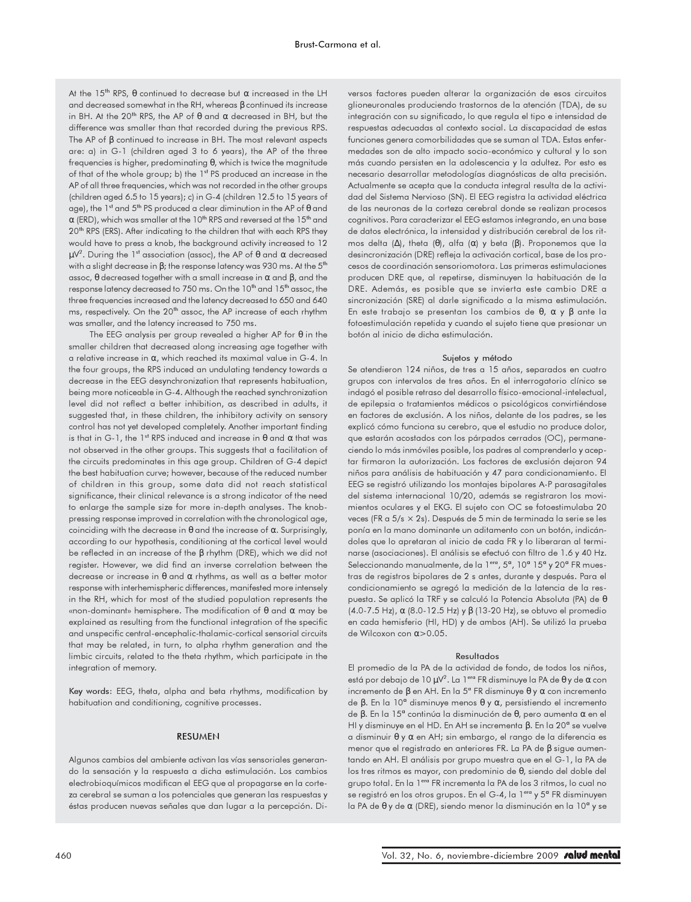At the 15th RPS, θ continued to decrease but α increased in the LH and decreased somewhat in the RH, whereas β continued its increase in BH. At the 20th RPS, the AP of θ and α decreased in BH, but the difference was smaller than that recorded during the previous RPS. The AP of β continued to increase in BH. The most relevant aspects are: a) in G-1 (children aged 3 to 6 years), the AP of the three frequencies is higher, predominating θ, which is twice the magnitude of that of the whole group; b) the 1st PS produced an increase in the AP of all three frequencies, which was not recorded in the other groups (children aged 6.5 to 15 years); c) in G-4 (children 12.5 to 15 years of age), the 1st and 5th PS produced a clear diminution in the AP of θ and α (ERD), which was smaller at the 10th RPS and reversed at the 15th and 20th RPS (ERS). After indicating to the children that with each RPS they would have to press a knob, the background activity increased to 12 $\mu V^2$. During the 1st association (assoc), the AP of θ and α decreased with a slight decrease in β; the response latency was 930 ms. At the 5th assoc, θ decreased together with a small increase in α and β, and the response latency decreased to 750 ms. On the 10th and 15th assoc, the three frequencies increased and the latency decreased to 650 and 640 ms, respectively. On the 20th assoc, the AP increase of each rhythm was smaller, and the latency increased to 750 ms.

The EEG analysis per group revealed a higher AP for θ in the smaller children that decreased along increasing age together with a relative increase in α, which reached its maximal value in G-4. In the four groups, the RPS induced an undulating tendency towards a decrease in the EEG desynchronization that represents habituation, being more noticeable in G-4. Although the reached synchronization level did not reflect a better inhibition, as described in adults, it suggested that, in these children, the inhibitory activity on sensory control has not yet developed completely. Another important finding is that in G-1, the 1st RPS induced and increase in θ and α that was not observed in the other groups. This suggests that a facilitation of the circuits predominates in this age group. Children of G-4 depict the best habituation curve; however, because of the reduced number of children in this group, some data did not reach statistical significance, their clinical relevance is a strong indicator of the need to enlarge the sample size for more in-depth analyses. The knob-pressing response improved in correlation with the chronological age, coinciding with the decrease in θ and the increase of α. Surprisingly, according to our hypothesis, conditioning at the cortical level would be reflected in an increase of the β rhythm (DRE), which we did not register. However, we did find an inverse correlation between the decrease or increase in θ and α rhythms, as well as a better motor response with interhemispheric differences, manifested more intensely in the RH, which for most of the studied population represents the «non-dominant» hemisphere. The modification of θ and α may be explained as resulting from the functional integration of the specific and unspecific central-encephalic-thalamic-cortical sensorial circuits that may be related, in turn, to alpha rhythm generation and the limbic circuits, related to the theta rhythm, which participate in the integration of memory.

**Key words**: EEG, theta, alpha and beta rhythms, modification by habituation and conditioning, cognitive processes.

## RESUMEN

Algunos cambios del ambiente activan las vías sensoriales generando la sensación y la respuesta a dicha estimulación. Los cambios electrobioquímicos modifican el EEG que al propagarse en la corteza cerebral se suman a los potenciales que generan las respuestas y éstas producen nuevas señales que dan lugar a la percepción. Diversos factores pueden alterar la organización de esos circuitos glioneuronales produciendo trastornos de la atención (TDA), de su integración con su significado, lo que regula el tipo e intensidad de respuestas adecuadas al contexto social. La discapacidad de estas funciones genera comorbilidades que se suman al TDA. Estas enfermedades son de alto impacto socio-económico y cultural y lo son más cuando persisten en la adolescencia y la adultez. Por esto es necesario desarrollar metodologías diagnósticas de alta precisión. Actualmente se acepta que la conducta integral resulta de la actividad del Sistema Nervioso (SN). El EEG registra la actividad eléctrica de las neuronas de la corteza cerebral donde se realizan procesos cognitivos. Para caracterizar el EEG estamos integrando, en una base de datos electrónica, la intensidad y distribución cerebral de los ritmos delta (Δ), theta (θ), alfa (α) y beta (β). Proponemos que la desincronización (DRE) refleja la activación cortical, base de los procesos de coordinación sensoriomotora. Las primeras estimulaciones producen DRE que, al repetirse, disminuyen la habituación de la DRE. Además, es posible que se invierta este cambio DRE a sincronización (SRE) al darle significado a la misma estimulación. En este trabajo se presentan los cambios de θ, α y β ante la fotoestimulación repetida y cuando el sujeto tiene que presionar un botón al inicio de dicha estimulación.

### Sujetos y método

Se atendieron 124 niños, de tres a 15 años, separados en cuatro grupos con intervalos de tres años. En el interrogatorio clínico se indagó el posible retraso del desarrollo físico-emocional-intelectual, de epilepsia o tratamientos médicos o psicológicos convirtiéndose en factores de exclusión. A los niños, delante de los padres, se les explicó cómo funciona su cerebro, que el estudio no produce dolor, que estarán acostados con los párpados cerrados (OC), permaneciendo lo más inmóviles posible, los padres al comprenderlo y aceptar firmaron la autorización. Los factores de exclusión dejaron 94 niños para análisis de habituación y 47 para condicionamiento. El EEG se registró utilizando los montajes bipolares A-P parasagitales del sistema internacional 10/20, además se registraron los movimientos oculares y el EKG. El sujeto con OC se fotoestimulaba 20 veces (FR a 5/s × 2s). Después de 5 min de terminada la serie se les ponía en la mano dominante un aditamento con un botón, indicándoles que lo apretaran al inicio de cada FR y lo liberaran al terminarse (asociaciones). El análisis se efectuó con filtro de 1.6 y 40 Hz. Seleccionando manualmente, de la 1era, 5ª, 10ª 15ª y 20ª FR muestras de registros bipolares de 2 s antes, durante y después. Para el condicionamiento se agregó la medición de la latencia de la respuesta. Se aplicó la TRF y se calculó la Potencia Absoluta (PA) de θ (4.0-7.5 Hz), α (8.0-12.5 Hz) y β (13-20 Hz), se obtuvo el promedio en cada hemisferio (HI, HD) y de ambos (AH). Se utilizó la prueba de Wilcoxon con $\alpha > 0.05$.

### Resultados

El promedio de la PA de la actividad de fondo, de todos los niños, está por debajo de 10 $\mu V^2$. La 1era FR disminuye la PA de θ y de α con incremento de β en AH. En la 5ª FR disminuye θ y α con incremento de β. En la 10ª disminuye menos θ y α, persistiendo el incremento de β. En la 15ª continúa la disminución de θ, pero aumenta α en el HI y disminuye en el HD. En AH se incrementa β. En la 20ª se vuelve a disminuir θ y α en AH; sin embargo, el rango de la diferencia es menor que el registrado en anteriores FR. La PA de β sigue aumentando en AH. El análisis por grupo muestra que en el G-1, la PA de los tres ritmos es mayor, con predominio de θ, siendo el doble del grupo total. En la 1era FR incrementa la PA de los 3 ritmos, lo cual no se registró en los otros grupos. En el G-4, la 1era y 5ª FR disminuyen la PA de θ y de α (DRE), siendo menor la disminución en la 10ª y se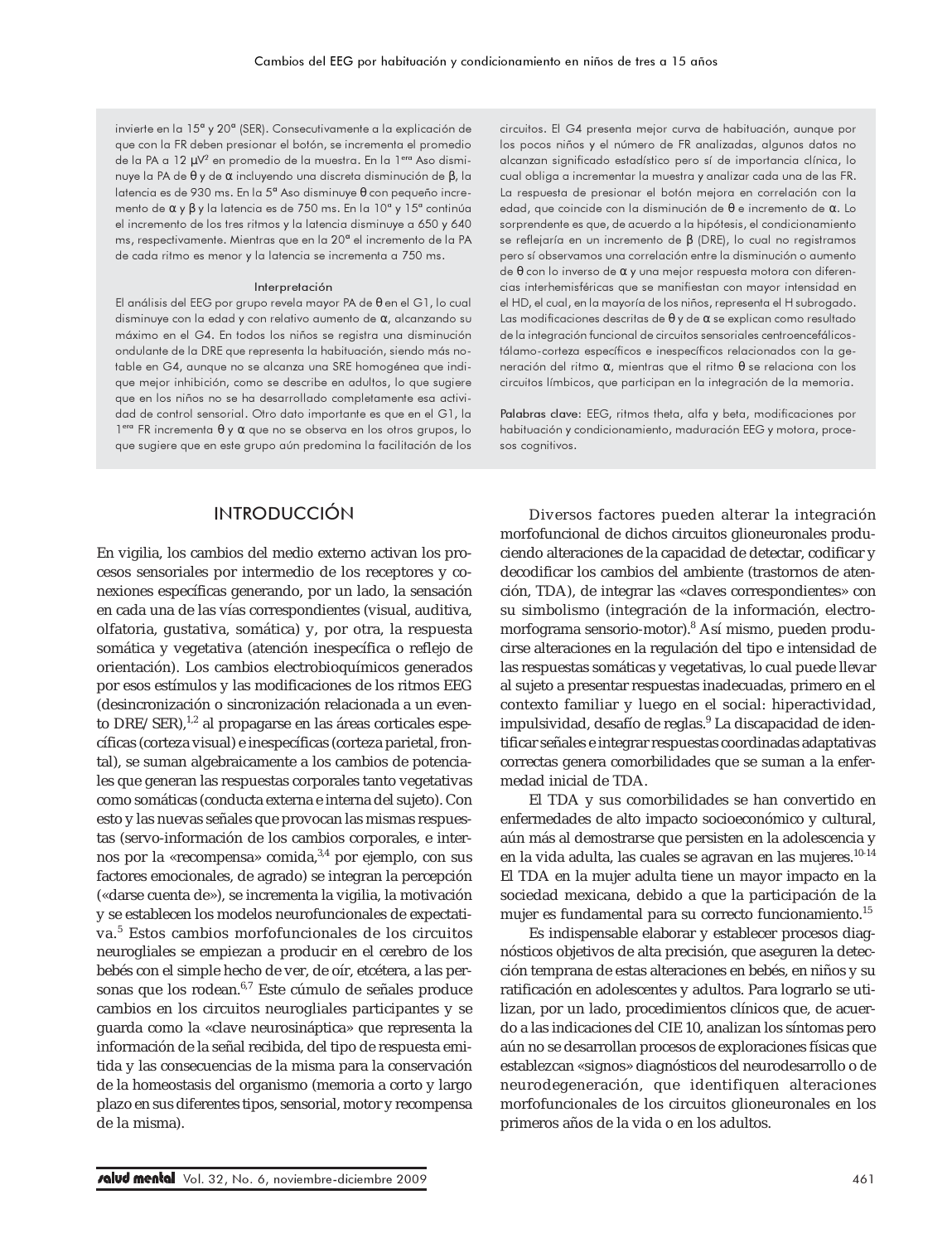invierte en la 15ª y 20ª (SER). Consecutivamente a la explicación de que con la FR deben presionar el botón, se incrementa el promedio de la PA a 12 $\mu V^2$ en promedio de la muestra. En la 1era Aso disminuye la PA de $\theta$ y de $\alpha$ incluyendo una discreta disminución de $\beta$, la latencia es de 930 ms. En la 5ª Aso disminuye $\theta$ con pequeño incremento de $\alpha$ y $\beta$ y la latencia es de 750 ms. En la 10ª y 15ª continúa el incremento de los tres ritmos y la latencia disminuye a 650 y 640 ms, respectivamente. Mientras que en la 20ª el incremento de la PA de cada ritmo es menor y la latencia se incrementa a 750 ms.

### Interpretación

El análisis del EEG por grupo revela mayor PA de $\theta$ en el G1, lo cual disminuye con la edad y con relativo aumento de $\alpha$, alcanzando su máximo en el G4. En todos los niños se registra una disminución ondulante de la DRE que representa la habituación, siendo más notable en G4, aunque no se alcanza una SRE homogénea que indique mejor inhibición, como se describe en adultos, lo que sugiere que en los niños no se ha desarrollado completamente esta actividad de control sensorial. Otro dato importante es que en el G1, la 1era FR incrementa $\theta$ y $\alpha$ que no se observa en los otros grupos, lo que sugiere que en este grupo aún predomina la facilitación de los circuitos. El G4 presenta mejor curva de habituación, aunque por los pocos niños y el número de FR analizadas, algunos datos no alcanzan significado estadístico pero sí de importancia clínica, lo cual obliga a incrementar la muestra y analizar cada una de las FR. La respuesta de presionar el botón mejora en correlación con la edad, que coincide con la disminución de $\theta$ e incremento de $\alpha$. Lo sorprendente es que, de acuerdo a la hipótesis, el condicionamiento se reflejaría en un incremento de $\beta$ (DRE), lo cual no registramos pero sí observamos una correlación entre la disminución o aumento de $\theta$ con lo inverso de $\alpha$ y una mejor respuesta motora con diferencias interhemisféricas que se manifiestan con mayor intensidad en el HD, el cual, en la mayoría de los niños, representa el H subrogado. Las modificaciones descritas de $\theta$ y de $\alpha$ se explican como resultado de la integración funcional de circuitos sensoriales centroencefálicos-tálamo-corteza específicos e inespecíficos relacionados con la generación del ritmo $\alpha$, mientras que el ritmo $\theta$ se relaciona con los circuitos límbicos, que participan en la integración de la memoria.

**Palabras clave:** EEG, ritmos theta, alfa y beta, modificaciones por habituación y condicionamiento, maduración EEG y motora, procesos cognitivos.

## INTRODUCCIÓN

En vigilia, los cambios del medio externo activan los procesos sensoriales por intermedio de los receptores y conexiones específicas generando, por un lado, la sensación en cada una de las vías correspondientes (visual, auditiva, olfatoria, gustativa, somática) y, por otra, la respuesta somática y vegetativa (atención inespecífica o reflejo de orientación). Los cambios electrobioquímicos generados por esos estímulos y las modificaciones de los ritmos EEG (desincronización o sincronización relacionada a un evento DRE/SER),[1,2] al propagarse en las áreas corticales específicas (corteza visual) e inespecíficas (corteza parietal, frontal), se suman algebraicamente a los cambios de potenciales que generan las respuestas corporales tanto vegetativas como somáticas (conducta externa e interna del sujeto). Con esto y las nuevas señales que provocan las mismas respuestas (servo-información de los cambios corporales, e internos por la «recompensa» comida,[3,4] por ejemplo, con sus factores emocionales, de agrado) se integran la percepción («darse cuenta de»), se incrementa la vigilia, la motivación y se establecen los modelos neurofuncionales de expectativa.[5] Estos cambios morfofuncionales de los circuitos neurogliales se empiezan a producir en el cerebro de los bebés con el simple hecho de ver, de oír, etcétera, a las personas que los rodean.[6,7] Este cúmulo de señales produce cambios en los circuitos neurogliales participantes y se guarda como la «clave neurosináptica» que representa la información de la señal recibida, del tipo de respuesta emitida y las consecuencias de la misma para la conservación de la homeostasis del organismo (memoria a corto y largo plazo en sus diferentes tipos, sensorial, motor y recompensa de la misma).

Diversos factores pueden alterar la integración morfofuncional de dichos circuitos glioneuronales produciendo alteraciones de la capacidad de detectar, codificar y decodificar los cambios del ambiente (trastornos de atención, TDA), de integrar las «claves correspondientes» con su simbolismo (integración de la información, electromorfograma sensorio-motor).[8] Así mismo, pueden producirse alteraciones en la regulación del tipo e intensidad de las respuestas somáticas y vegetativas, lo cual puede llevar al sujeto a presentar respuestas inadecuadas, primero en el contexto familiar y luego en el social: hiperactividad, impulsividad, desafío de reglas.[9] La discapacidad de identificar señales e integrar respuestas coordinadas adaptativas correctas genera comorbilidades que se suman a la enfermedad inicial de TDA.

El TDA y sus comorbilidades se han convertido en enfermedades de alto impacto socioeconómico y cultural, aún más al demostrarse que persisten en la adolescencia y en la vida adulta, las cuales se agravan en las mujeres.[10-14] El TDA en la mujer adulta tiene un mayor impacto en la sociedad mexicana, debido a que la participación de la mujer es fundamental para su correcto funcionamiento.[15]

Es indispensable elaborar y establecer procesos diagnósticos objetivos de alta precisión, que aseguren la detección temprana de estas alteraciones en bebés, en niños y su ratificación en adolescentes y adultos. Para lograrlo se utilizan, por un lado, procedimientos clínicos que, de acuerdo a las indicaciones del CIE 10, analizan los síntomas pero aún no se desarrollan procesos de exploraciones físicas que establezcan «signos» diagnósticos del neurodesarrollo o de neurodegeneración, que identifiquen alteraciones morfofuncionales de los circuitos glioneuronales en los primeros años de la vida o en los adultos.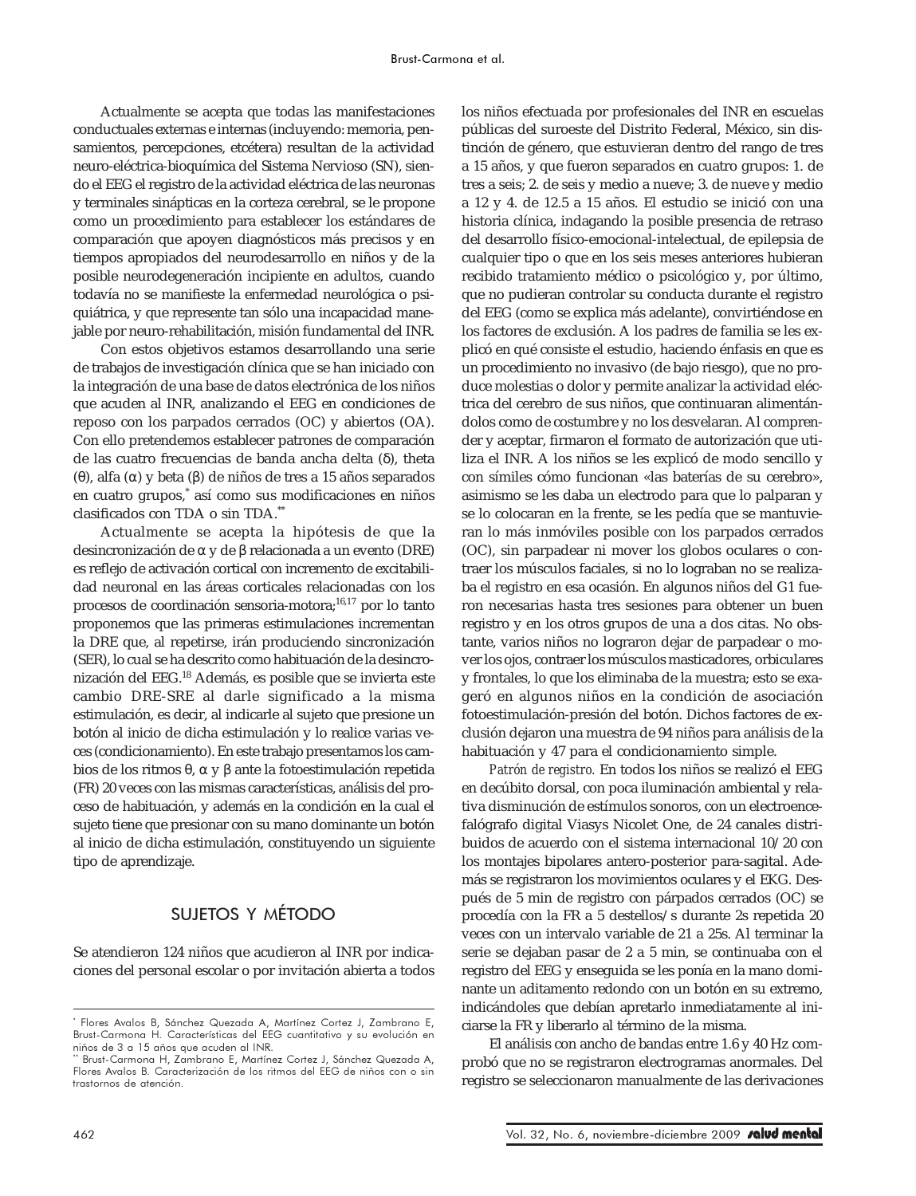Actualmente se acepta que todas las manifestaciones conductuales externas e internas (incluyendo: memoria, pensamientos, percepciones, etcétera) resultan de la actividad neuro-eléctrica-bioquímica del Sistema Nervioso (SN), siendo el EEG el registro de la actividad eléctrica de las neuronas y terminales sinápticas en la corteza cerebral, se le propone como un procedimiento para establecer los estándares de comparación que apoyen diagnósticos más precisos y en tiempos apropiados del neurodesarrollo en niños y de la posible neurodegeneración incipiente en adultos, cuando todavía no se manifieste la enfermedad neurológica o psiquiátrica, y que represente tan sólo una incapacidad manejable por neuro-rehabilitación, misión fundamental del INR.

Con estos objetivos estamos desarrollando una serie de trabajos de investigación clínica que se han iniciado con la integración de una base de datos electrónica de los niños que acuden al INR, analizando el EEG en condiciones de reposo con los parpados cerrados (OC) y abiertos (OA). Con ello pretendemos establecer patrones de comparación de las cuatro frecuencias de banda ancha delta (δ), theta (θ), alfa (α) y beta (β) de niños de tres a 15 años separados en cuatro grupos,* así como sus modificaciones en niños clasificados con TDA o sin TDA.**

Actualmente se acepta la hipótesis de que la desincronización de α y de β relacionada a un evento (DRE) es reflejo de activación cortical con incremento de excitabilidad neuronal en las áreas corticales relacionadas con los procesos de coordinación sensoria-motora;[16,17] por lo tanto proponemos que las primeras estimulaciones incrementan la DRE que, al repetirse, irán produciendo sincronización (SER), lo cual se ha descrito como habituación de la desincronización del EEG.[18] Además, es posible que se invierta este cambio DRE-SRE al darle significado a la misma estimulación, es decir, al indicarle al sujeto que presione un botón al inicio de dicha estimulación y lo realice varias veces (condicionamiento). En este trabajo presentamos los cambios de los ritmos θ, α y β ante la fotoestimulación repetida (FR) 20 veces con las mismas características, análisis del proceso de habituación, y además en la condición en la cual el sujeto tiene que presionar con su mano dominante un botón al inicio de dicha estimulación, constituyendo un siguiente tipo de aprendizaje.

## SUJETOS Y MÉTODO

Se atendieron 124 niños que acudieron al INR por indicaciones del personal escolar o por invitación abierta a todos los niños efectuada por profesionales del INR en escuelas públicas del suroeste del Distrito Federal, México, sin distinción de género, que estuvieran dentro del rango de tres a 15 años, y que fueron separados en cuatro grupos: 1. de tres a seis; 2. de seis y medio a nueve; 3. de nueve y medio a 12 y 4. de 12.5 a 15 años. El estudio se inició con una historia clínica, indagando la posible presencia de retraso del desarrollo físico-emocional-intelectual, de epilepsia de cualquier tipo o que en los seis meses anteriores hubieran recibido tratamiento médico o psicológico y, por último, que no pudieran controlar su conducta durante el registro del EEG (como se explica más adelante), convirtiéndose en los factores de exclusión. A los padres de familia se les explicó en qué consiste el estudio, haciendo énfasis en que es un procedimiento no invasivo (de bajo riesgo), que no produce molestias o dolor y permite analizar la actividad eléctrica del cerebro de sus niños, que continuaran alimentándolos como de costumbre y no los desvelaran. Al comprender y aceptar, firmaron el formato de autorización que utiliza el INR. A los niños se les explicó de modo sencillo y con símiles cómo funcionan «las baterías de su cerebro», asimismo se les daba un electrodo para que lo palparan y se lo colocaran en la frente, se les pedía que se mantuvieran lo más inmóviles posible con los parpados cerrados (OC), sin parpadear ni mover los globos oculares o contraer los músculos faciales, si no lo lograban no se realizaba el registro en esa ocasión. En algunos niños del G1 fueron necesarias hasta tres sesiones para obtener un buen registro y en los otros grupos de una a dos citas. No obstante, varios niños no lograron dejar de parpadear o mover los ojos, contraer los músculos masticadores, orbiculares y frontales, lo que los eliminaba de la muestra; esto se exageró en algunos niños en la condición de asociación fotoestimulación-presión del botón. Dichos factores de exclusión dejaron una muestra de 94 niños para análisis de la habituación y 47 para el condicionamiento simple.

*Patrón de registro.* En todos los niños se realizó el EEG en decúbito dorsal, con poca iluminación ambiental y relativa disminución de estímulos sonoros, con un electroencefalógrafo digital Viasys Nicolet One, de 24 canales distribuidos de acuerdo con el sistema internacional 10/20 con los montajes bipolares antero-posterior para-sagital. Además se registraron los movimientos oculares y el EKG. Después de 5 min de registro con párpados cerrados (OC) se procedía con la FR a 5 destellos/s durante 2s repetida 20 veces con un intervalo variable de 21 a 25s. Al terminar la serie se dejaban pasar de 2 a 5 min, se continuaba con el registro del EEG y enseguida se les ponía en la mano dominante un aditamento redondo con un botón en su extremo, indicándoles que debían apretarlo inmediatamente al iniciarse la FR y liberarlo al término de la misma.

El análisis con ancho de bandas entre 1.6 y 40 Hz comprobó que no se registraron electrogramas anormales. Del registro se seleccionaron manualmente de las derivaciones

---

\* Flores Avalos B, Sánchez Quezada A, Martínez Cortez J, Zambrano E, Brust-Carmona H. Características del EEG cuantitativo y su evolución en niños de 3 a 15 años que acuden al INR.

\*\* Brust-Carmona H, Zambrano E, Martínez Cortez J, Sánchez Quezada A, Flores Avalos B. Caracterización de los ritmos del EEG de niños con o sin trastornos de atención.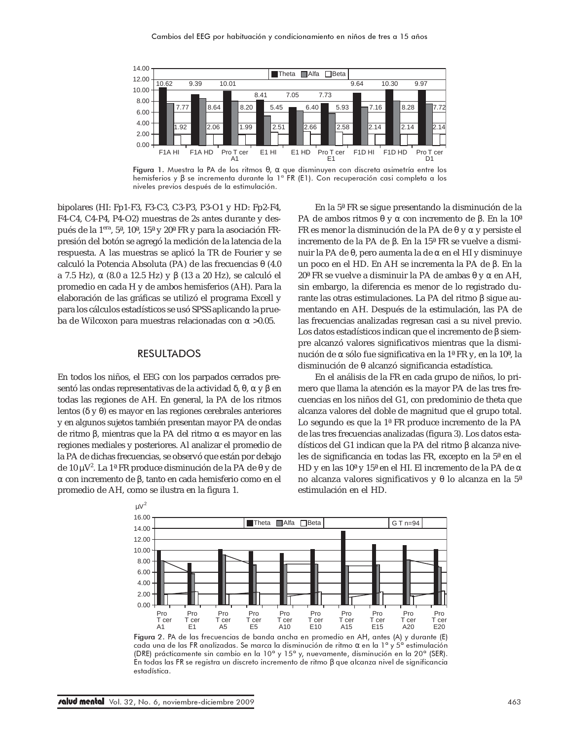Figura 1. Muestra la PA de los ritmos θ, α que disminuyen con discreta asimetría entre los hemisferios y β se incrementa durante la 1ª FR (E1). Con recuperación casi completa a los niveles previos después de la estimulación.

bipolares (HI: Fp1-F3, F3-C3, C3-P3, P3-O1 y HD: Fp2-F4, F4-C4, C4-P4, P4-O2) muestras de 2s antes durante y después de la 1era, 5ª, 10ª, 15ª y 20ª FR y para la asociación FR-presión del botón se agregó la medición de la latencia de la respuesta. A las muestras se aplicó la TR de Fourier y se calculó la Potencia Absoluta (PA) de las frecuencias θ (4.0 a 7.5 Hz), α (8.0 a 12.5 Hz) y β (13 a 20 Hz), se calculó el promedio en cada H y de ambos hemisferios (AH). Para la elaboración de las gráficas se utilizó el programa Excell y para los cálculos estadísticos se usó SPSS aplicando la prueba de Wilcoxon para muestras relacionadas con α >0.05.

## RESULTADOS

En todos los niños, el EEG con los parpados cerrados presentó las ondas representativas de la actividad δ, θ, α y β en todas las regiones de AH. En general, la PA de los ritmos lentos (δ y θ) es mayor en las regiones cerebrales anteriores y en algunos sujetos también presentan mayor PA de ondas de ritmo β, mientras que la PA del ritmo α es mayor en las regiones mediales y posteriores. Al analizar el promedio de la PA de dichas frecuencias, se observó que están por debajo de 10 μV$^2$. La 1ª FR produce disminución de la PA de θ y de α con incremento de β, tanto en cada hemisferio como en el promedio de AH, como se ilustra en la figura 1.

En la 5ª FR se sigue presentando la disminución de la PA de ambos ritmos θ y α con incremento de β. En la 10ª FR es menor la disminución de la PA de θ y α y persiste el incremento de la PA de β. En la 15ª FR se vuelve a disminuir la PA de θ, pero aumenta la de α en el HI y disminuye un poco en el HD. En AH se incrementa la PA de β. En la 20ª FR se vuelve a disminuir la PA de ambas θ y α en AH, sin embargo, la diferencia es menor de lo registrado durante las otras estimulaciones. La PA del ritmo β sigue aumentando en AH. Después de la estimulación, las PA de las frecuencias analizadas regresan casi a su nivel previo. Los datos estadísticos indican que el incremento de β siempre alcanzó valores significativos mientras que la disminución de α sólo fue significativa en la 1ª FR y, en la 10ª, la disminución de θ alcanzó significancia estadística.

En el análisis de la FR en cada grupo de niños, lo primero que llama la atención es la mayor PA de las tres frecuencias en los niños del G1, con predominio de theta que alcanza valores del doble de magnitud que el grupo total. Lo segundo es que la 1ª FR produce incremento de la PA de las tres frecuencias analizadas (figura 3). Los datos estadísticos del G1 indican que la PA del ritmo β alcanza niveles de significancia en todas las FR, excepto en la 5ª en el HD y en las 10ª y 15ª en el HI. El incremento de la PA de α no alcanza valores significativos y θ lo alcanza en la 5ª estimulación en el HD.

Figura 2. PA de las frecuencias de banda ancha en promedio en AH, antes (A) y durante (E) cada una de las FR analizadas. Se marca la disminución de ritmo α en la 1ª y 5ª estimulación (DRE) prácticamente sin cambio en la 10ª y 15ª y, nuevamente, disminución en la 20ª (SER). En todas las FR se registra un discreto incremento de ritmo β que alcanza nivel de significancia estadística.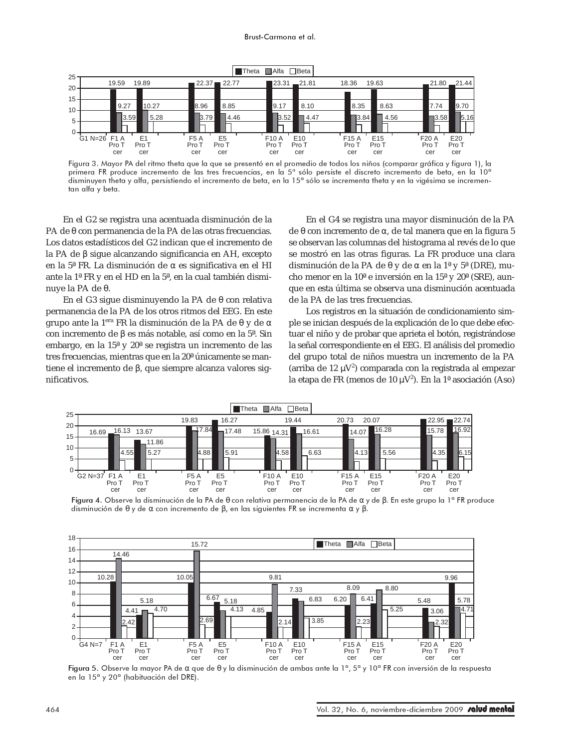Figura 3. Mayor PA del ritmo theta que la que se presentó en el promedio de todos los niños (comparar gráfica y figura 1), la primera FR produce incremento de las tres frecuencias, en la 5ª sólo persiste el discreto incremento de beta, en la 10ª disminuyen theta y alfa, persistiendo el incremento de beta, en la 15ª sólo se incrementa theta y en la vigésima se incrementan alfa y beta.

En el G2 se registra una acentuada disminución de la PA de θ con permanencia de la PA de las otras frecuencias. Los datos estadísticos del G2 indican que el incremento de la PA de β sigue alcanzando significancia en AH, excepto en la 5ª FR. La disminución de α es significativa en el HI ante la 1ª FR y en el HD en la 5ª, en la cual también disminuye la PA de θ.

En el G3 sigue disminuyendo la PA de θ con relativa permanencia de la PA de los otros ritmos del EEG. En este grupo ante la 1era FR la disminución de la PA de θ y de α con incremento de β es más notable, así como en la 5ª. Sin embargo, en la 15ª y 20ª se registra un incremento de las tres frecuencias, mientras que en la 20ª únicamente se mantiene el incremento de β, que siempre alcanza valores significativos.

En el G4 se registra una mayor disminución de la PA de θ con incremento de α, de tal manera que en la figura 5 se observan las columnas del histograma al revés de lo que se mostró en las otras figuras. La FR produce una clara disminución de la PA de θ y de α en la 1ª y 5ª (DRE), mucho menor en la 10ª e inversión en la 15ª y 20ª (SRE), aunque en esta última se observa una disminución acentuada de la PA de las tres frecuencias.

Los registros en la situación de condicionamiento simple se inician después de la explicación de lo que debe efectuar el niño y de probar que aprieta el botón, registrándose la señal correspondiente en el EEG. El análisis del promedio del grupo total de niños muestra un incremento de la PA (arriba de 12 $\mu V^2$) comparada con la registrada al empezar la etapa de FR (menos de 10 $\mu V^2$). En la 1ª asociación (Aso)

**Figura 4.** Observe la disminución de la PA de θ con relativa permanencia de la PA de α y de β. En este grupo la 1ª FR produce disminución de θ y de α con incremento de β, en las siguientes FR se incrementa α y β.

**Figura 5.** Observe la mayor PA de α que de θ y la disminución de ambas ante la 1ª, 5ª y 10ª FR con inversión de la respuesta en la 15ª y 20ª (habituación del DRE).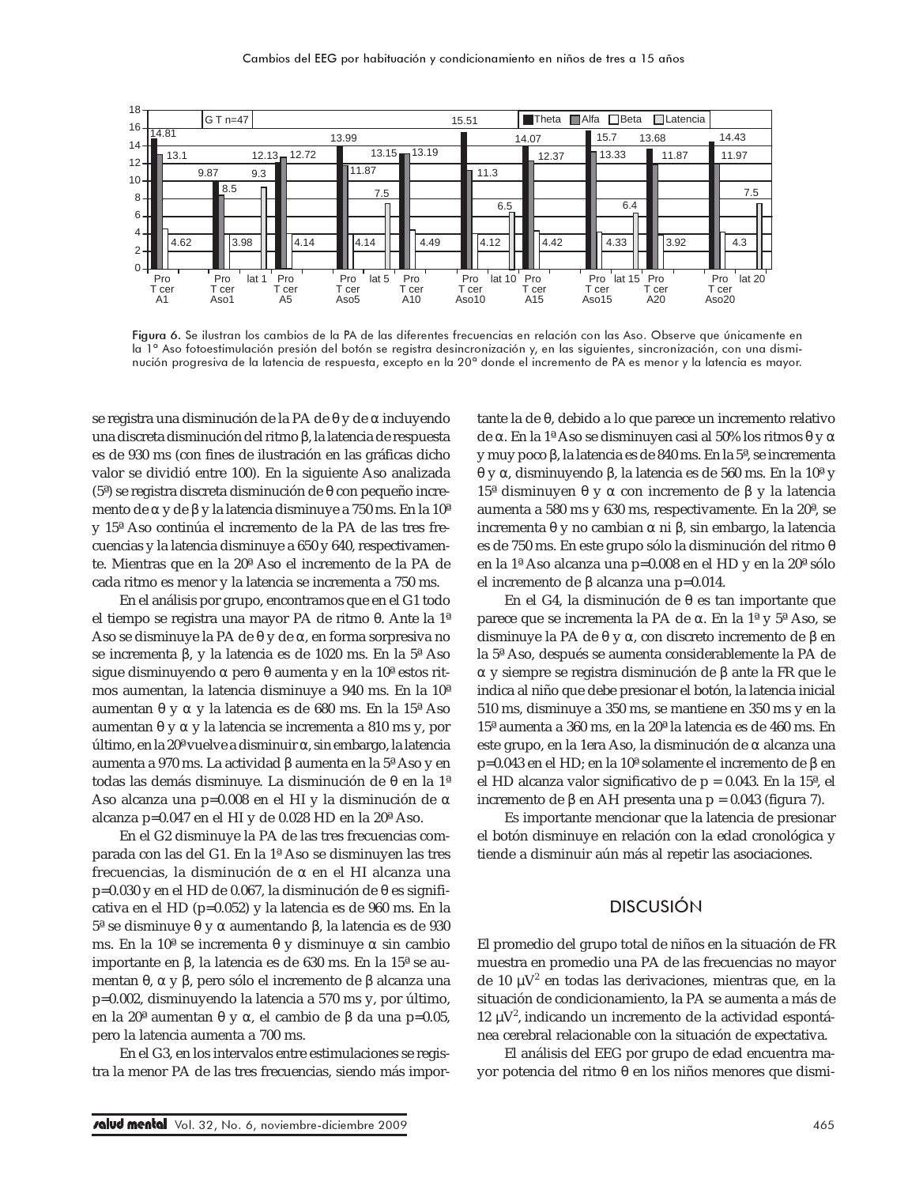Figura 6. Se ilustran los cambios de la PA de las diferentes frecuencias en relación con las Aso. Observe que únicamente en la 1ª Aso fotoestimulación presión del botón se registra desincronización y, en las siguientes, sincronización, con una disminución progresiva de la latencia de respuesta, excepto en la 20ª donde el incremento de PA es menor y la latencia es mayor.

se registra una disminución de la PA de θ y de α incluyendo una discreta disminución del ritmo β, la latencia de respuesta es de 930 ms (con fines de ilustración en las gráficas dicho valor se dividió entre 100). En la siguiente Aso analizada (5ª) se registra discreta disminución de θ con pequeño incremento de α y de β y la latencia disminuye a 750 ms. En la 10ª y 15ª Aso continúa el incremento de la PA de las tres frecuencias y la latencia disminuye a 650 y 640, respectivamente. Mientras que en la 20ª Aso el incremento de la PA de cada ritmo es menor y la latencia se incrementa a 750 ms.

En el análisis por grupo, encontramos que en el G1 todo el tiempo se registra una mayor PA de ritmo θ. Ante la 1ª Aso se disminuye la PA de θ y de α, en forma sorpresiva no se incrementa β, y la latencia es de 1020 ms. En la 5ª Aso sigue disminuyendo α pero θ aumenta y en la 10ª estos ritmos aumentan, la latencia disminuye a 940 ms. En la 10ª aumentan θ y α y la latencia es de 680 ms. En la 15ª Aso aumentan θ y α y la latencia se incrementa a 810 ms y, por último, en la 20ª vuelve a disminuir α, sin embargo, la latencia aumenta a 970 ms. La actividad β aumenta en la 5ª Aso y en todas las demás disminuye. La disminución de θ en la 1ª Aso alcanza una p=0.008 en el HI y la disminución de α alcanza p=0.047 en el HI y de 0.028 HD en la 20ª Aso.

En el G2 disminuye la PA de las tres frecuencias comparada con las del G1. En la 1ª Aso se disminuyen las tres frecuencias, la disminución de α en el HI alcanza una p=0.030 y en el HD de 0.067, la disminución de θ es significativa en el HD (p=0.052) y la latencia es de 960 ms. En la 5ª se disminuye θ y α aumentando β, la latencia es de 930 ms. En la 10ª se incrementa θ y disminuye α sin cambio importante en β, la latencia es de 630 ms. En la 15ª se aumentan θ, α y β, pero sólo el incremento de β alcanza una p=0.002, disminuyendo la latencia a 570 ms y, por último, en la 20ª aumentan θ y α, el cambio de β da una p=0.05, pero la latencia aumenta a 700 ms.

En el G3, en los intervalos entre estimulaciones se registra la menor PA de las tres frecuencias, siendo más importante la de θ, debido a lo que parece un incremento relativo de α. En la 1ª Aso se disminuyen casi al 50% los ritmos θ y α y muy poco β, la latencia es de 840 ms. En la 5ª, se incrementa θ y α, disminuyendo β, la latencia es de 560 ms. En la 10ª y 15ª disminuyen θ y α con incremento de β y la latencia aumenta a 580 ms y 630 ms, respectivamente. En la 20ª, se incrementa θ y no cambian α ni β, sin embargo, la latencia es de 750 ms. En este grupo sólo la disminución del ritmo θ en la 1ª Aso alcanza una p=0.008 en el HD y en la 20ª sólo el incremento de β alcanza una p=0.014.

En el G4, la disminución de θ es tan importante que parece que se incrementa la PA de α. En la 1ª y 5ª Aso, se disminuye la PA de θ y α, con discreto incremento de β en la 5ª Aso, después se aumenta considerablemente la PA de α y siempre se registra disminución de β ante la FR que le indica al niño que debe presionar el botón, la latencia inicial 510 ms, disminuye a 350 ms, se mantiene en 350 ms y en la 15ª aumenta a 360 ms, en la 20ª la latencia es de 460 ms. En este grupo, en la 1era Aso, la disminución de α alcanza una p=0.043 en el HD; en la 10ª solamente el incremento de β en el HD alcanza valor significativo de p = 0.043. En la 15ª, el incremento de β en AH presenta una p = 0.043 (figura 7).

Es importante mencionar que la latencia de presionar el botón disminuye en relación con la edad cronológica y tiende a disminuir aún más al repetir las asociaciones.

## DISCUSIÓN

El promedio del grupo total de niños en la situación de FR muestra en promedio una PA de las frecuencias no mayor de 10 $\mu V^2$ en todas las derivaciones, mientras que, en la situación de condicionamiento, la PA se aumenta a más de 12 $\mu V^2$, indicando un incremento de la actividad espontánea cerebral relacionable con la situación de expectativa.

El análisis del EEG por grupo de edad encuentra mayor potencia del ritmo θ en los niños menores que dismi-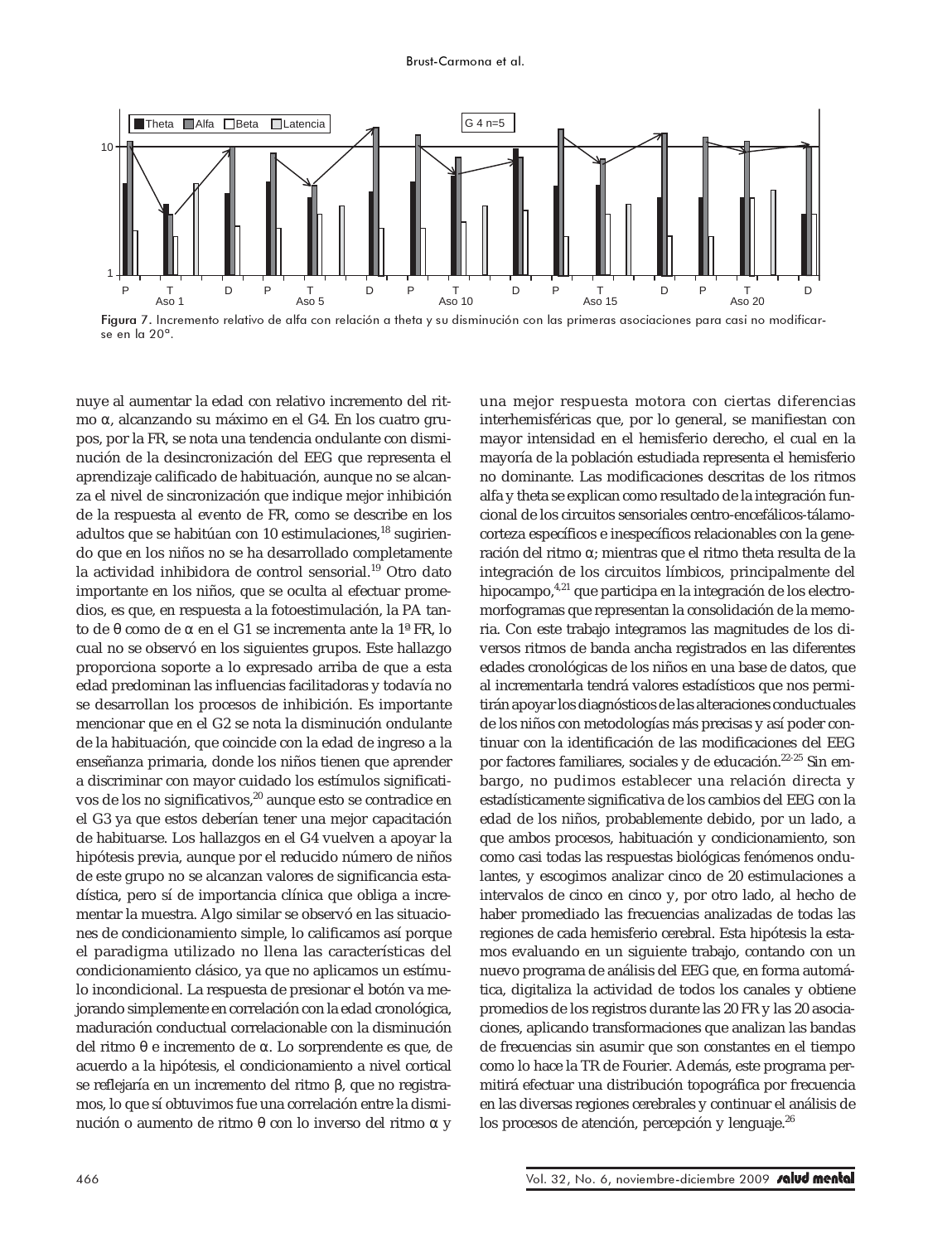Figura 7. Incremento relativo de alfa con relación a theta y su disminución con las primeras asociaciones para casi no modificarse en la 20ª.

nuye al aumentar la edad con relativo incremento del ritmo α, alcanzando su máximo en el G4. En los cuatro grupos, por la FR, se nota una tendencia ondulante con disminución de la desincronización del EEG que representa el aprendizaje calificado de habituación, aunque no se alcanza el nivel de sincronización que indique mejor inhibición de la respuesta al evento de FR, como se describe en los adultos que se habitúan con 10 estimulaciones,[18] sugiriendo que en los niños no se ha desarrollado completamente la actividad inhibidora de control sensorial.[19] Otro dato importante en los niños, que se oculta al efectuar promedios, es que, en respuesta a la fotoestimulación, la PA tanto de θ como de α en el G1 se incrementa ante la 1ª FR, lo cual no se observó en los siguientes grupos. Este hallazgo proporciona soporte a lo expresado arriba de que a esta edad predominan las influencias facilitadoras y todavía no se desarrollan los procesos de inhibición. Es importante mencionar que en el G2 se nota la disminución ondulante de la habituación, que coincide con la edad de ingreso a la enseñanza primaria, donde los niños tienen que aprender a discriminar con mayor cuidado los estímulos significativos de los no significativos,[20] aunque esto se contradice en el G3 ya que estos deberían tener una mejor capacitación de habituarse. Los hallazgos en el G4 vuelven a apoyar la hipótesis previa, aunque por el reducido número de niños de este grupo no se alcanzan valores de significancia estadística, pero sí de importancia clínica que obliga a incrementar la muestra. Algo similar se observó en las situaciones de condicionamiento simple, lo calificamos así porque el paradigma utilizado no llena las características del condicionamiento clásico, ya que no aplicamos un estímulo incondicional. La respuesta de presionar el botón va mejorando simplemente en correlación con la edad cronológica, maduración conductual correlacionable con la disminución del ritmo θ e incremento de α. Lo sorprendente es que, de acuerdo a la hipótesis, el condicionamiento a nivel cortical se reflejaría en un incremento del ritmo β, que no registramos, lo que sí obtuvimos fue una correlación entre la disminución o aumento de ritmo θ con lo inverso del ritmo α y una mejor respuesta motora con ciertas diferencias interhemisféricas que, por lo general, se manifiestan con mayor intensidad en el hemisferio derecho, el cual en la mayoría de la población estudiada representa el hemisferio no dominante. Las modificaciones descritas de los ritmos alfa y theta se explican como resultado de la integración funcional de los circuitos sensoriales centro-encefálicos-tálamo-corteza específicos e inespecíficos relacionables con la generación del ritmo α; mientras que el ritmo theta resulta de la integración de los circuitos límbicos, principalmente del hipocampo,[4,21] que participa en la integración de los electromorfogramas que representan la consolidación de la memoria. Con este trabajo integramos las magnitudes de los diversos ritmos de banda ancha registrados en las diferentes edades cronológicas de los niños en una base de datos, que al incrementarla tendrá valores estadísticos que nos permitirán apoyar los diagnósticos de las alteraciones conductuales de los niños con metodologías más precisas y así poder continuar con la identificación de las modificaciones del EEG por factores familiares, sociales y de educación.[22-25] Sin embargo, no pudimos establecer una relación directa y estadísticamente significativa de los cambios del EEG con la edad de los niños, probablemente debido, por un lado, a que ambos procesos, habituación y condicionamiento, son como casi todas las respuestas biológicas fenómenos ondulantes, y escogimos analizar cinco de 20 estimulaciones a intervalos de cinco en cinco y, por otro lado, al hecho de haber promediado las frecuencias analizadas de todas las regiones de cada hemisferio cerebral. Esta hipótesis la estamos evaluando en un siguiente trabajo, contando con un nuevo programa de análisis del EEG que, en forma automática, digitaliza la actividad de todos los canales y obtiene promedios de los registros durante las 20 FR y las 20 asociaciones, aplicando transformaciones que analizan las bandas de frecuencias sin asumir que son constantes en el tiempo como lo hace la TR de Fourier. Además, este programa permitirá efectuar una distribución topográfica por frecuencia en las diversas regiones cerebrales y continuar el análisis de los procesos de atención, percepción y lenguaje.[26]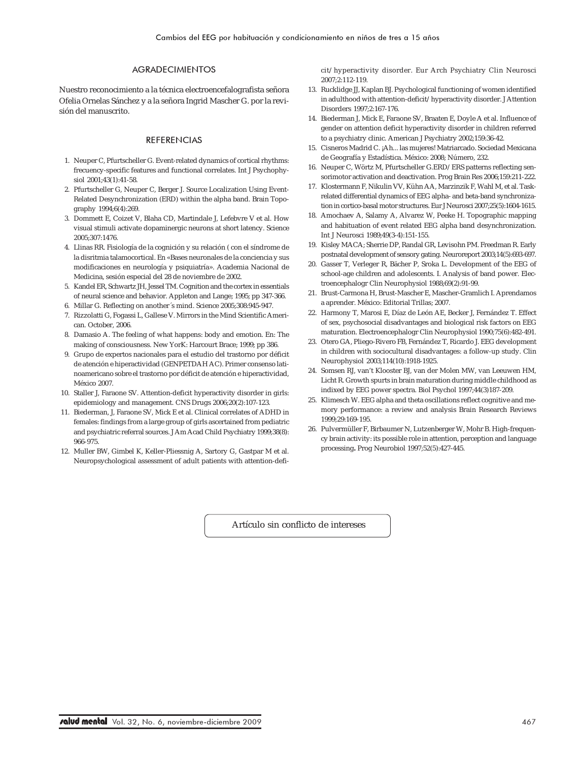## AGRADECIMIENTOS

Nuestro reconocimiento a la técnica electroencefalografista señora Ofelia Ornelas Sánchez y a la señora Ingrid Mascher G. por la revisión del manuscrito.

## REFERENCIAS

1. Neuper C, Pfurtscheller G. Event-related dynamics of cortical rhythms: frecuency-specific features and functional correlates. Int J Psychophysiol 2001;43(1):41-58.
2. Pfurtscheller G, Neuper C, Berger J. Source Localization Using Event-Related Desynchronization (ERD) within the alpha band. Brain Topography 1994;6(4):269.
3. Dommett E, Coizet V, Blaha CD, Martindale J, Lefebvre V et al. How visual stimuli activate dopaminergic neurons at short latency. Science 2005;307:1476.
4. Llinas RR. Fisiología de la cognición y su relación ( con el síndrome de la disritmia talamocortical. En «Bases neuronales de la conciencia y sus modificaciones en neurología y psiquiatría». Academia Nacional de Medicina, sesión especial del 28 de noviembre de 2002.
5. Kandel ER, Schwartz JH, Jessel TM. Cognition and the cortex in essentials of neural science and behavior. Appleton and Lange; 1995; pp 347-366.
6. Millar G. Reflecting on another´s mind. Science 2005;308:945-947.
7. Rizzolatti G, Fogassi L, Gallese V. Mirrors in the Mind Scientific American. October, 2006.
8. Damasio A. The feeling of what happens: body and emotion. En: The making of consciousness. New YorK: Harcourt Brace; 1999; pp 386.
9. Grupo de expertos nacionales para el estudio del trastorno por déficit de atención e hiperactividad (GENPETDAH AC). Primer consenso latinoamericano sobre el trastorno por déficit de atención e hiperactividad, México 2007.
10. Staller J, Faraone SV. Attention-deficit hyperactivity disorder in girls: epidemiology and management. CNS Drugs 2006;20(2):107-123.
11. Biederman, J, Faraone SV, Mick E et al. Clinical correlates of ADHD in females: findings from a large group of girls ascertained from pediatric and psychiatric referral sources. J Am Acad Child Psychiatry 1999;38(8): 966-975.
12. Muller BW, Gimbel K, Keller-Pliessnig A, Sartory G, Gastpar M et al. Neuropsychological assessment of adult patients with attention-deficit/hyperactivity disorder. Eur Arch Psychiatry Clin Neurosci 2007;2:112-119.
13. Rucklidge JJ, Kaplan BJ. Psychological functioning of women identified in adulthood with attention-deficit/hyperactivity disorder. J Attention Disorders 1997;2:167-176.
14. Biederman J, Mick E, Faraone SV, Braaten E, Doyle A et al. Influence of gender on attention deficit hyperactivity disorder in children referred to a psychiatry clinic. American J Psychiatry 2002;159:36-42.
15. Cisneros Madrid C. ¡Ah... las mujeres! Matriarcado. Sociedad Mexicana de Geografía y Estadística. México: 2008; Número, 232.
16. Neuper C, Wörtz M, Pfurtscheller G.ERD/ERS patterns reflecting sensorimotor activation and deactivation. Prog Brain Res 2006;159:211-222.
17. Klostermann F, Nikulin VV, Kühn AA, Marzinzik F, Wahl M, et al. Task-related differential dynamics of EEG alpha- and beta-band synchronization in cortico-basal motor structures. Eur J Neurosci 2007;25(5):1604-1615.
18. Amochaev A, Salamy A, Alvarez W, Peeke H. Topographic mapping and habituation of event related EEG alpha band desynchronization. Int J Neurosci 1989;49(3-4):151-155.
19. Kisley MACA; Sherrie DP, Randal GR, Levisohn PM. Freedman R. Early postnatal development of sensory gating. Neuroreport 2003;14(5):693-697.
20. Gasser T, Verleger R, Bächer P, Sroka L. Development of the EEG of school-age children and adolescents. I. Analysis of band power. Electroencephalogr Clin Neurophysiol 1988;69(2):91-99.
21. Brust-Carmona H, Brust-Mascher E, Mascher-Gramlich I. Aprendamos a aprender. México: Editorial Trillas; 2007.
22. Harmony T, Marosi E, Díaz de León AE, Becker J, Fernández T. Effect of sex, psychosocial disadvantages and biological risk factors on EEG maturation. Electroencephalogr Clin Neurophysiol 1990;75(6):482-491.
23. Otero GA, Pliego-Rivero FB, Fernández T, Ricardo J. EEG development in children with sociocultural disadvantages: a follow-up study. Clin Neurophysiol 2003;114(10):1918-1925.
24. Somsen RJ, van't Klooster BJ, van der Molen MW, van Leeuwen HM, Licht R. Growth spurts in brain maturation during middle childhood as indixed by EEG power spectra. Biol Psychol 1997;44(3)187-209.
25. Klimesch W. EEG alpha and theta oscillations reflect cognitive and memory performance: a review and analysis Brain Research Reviews 1999;29:169-195.
26. Pulvermüller F, Birbaumer N, Lutzenberger W, Mohr B. High-frequency brain activity: its possible role in attention, perception and language processing**.** Prog Neurobiol 1997;52(5):427-445.

Artículo sin conflicto de intereses